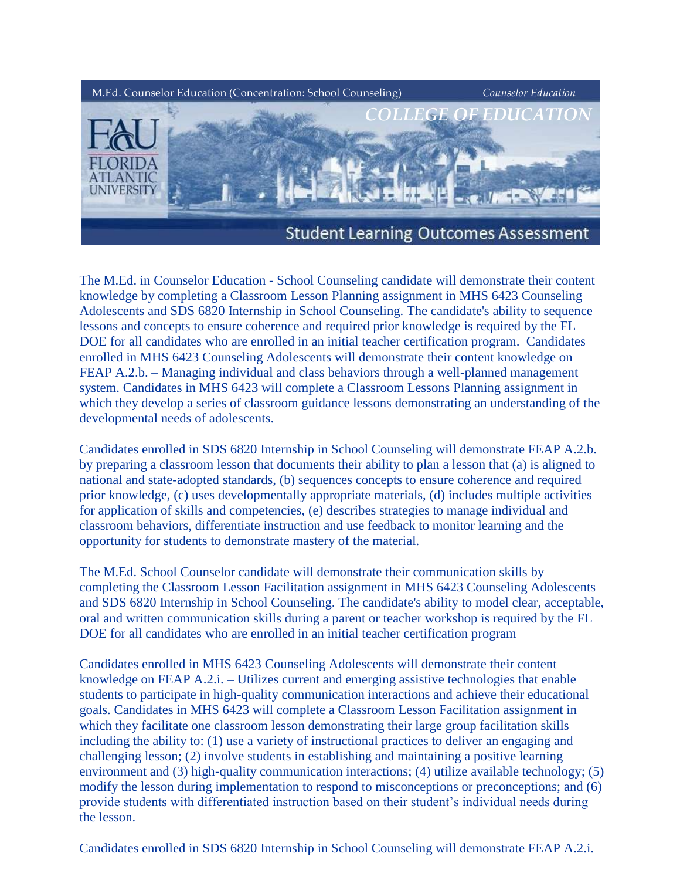M.Ed. Counselor Education (Concentration: School Counseling) *Counselor Education*

*COLLEGE OF EDUCATION*

FAU FLORIDA ATLANTIC UNIVERSITY

# Student Learning Outcomes Assessment

The M.Ed. in Counselor Education - School Counseling candidate will demonstrate their content knowledge by completing a Classroom Lesson Planning assignment in MHS 6423 Counseling Adolescents and SDS 6820 Internship in School Counseling. The candidate's ability to sequence lessons and concepts to ensure coherence and required prior knowledge is required by the FL DOE for all candidates who are enrolled in an initial teacher certification program. Candidates enrolled in MHS 6423 Counseling Adolescents will demonstrate their content knowledge on FEAP A.2.b. – Managing individual and class behaviors through a well-planned management system. Candidates in MHS 6423 will complete a Classroom Lessons Planning assignment in which they develop a series of classroom guidance lessons demonstrating an understanding of the developmental needs of adolescents.

Candidates enrolled in SDS 6820 Internship in School Counseling will demonstrate FEAP A.2.b. by preparing a classroom lesson that documents their ability to plan a lesson that (a) is aligned to national and state-adopted standards, (b) sequences concepts to ensure coherence and required prior knowledge, (c) uses developmentally appropriate materials, (d) includes multiple activities for application of skills and competencies, (e) describes strategies to manage individual and classroom behaviors, differentiate instruction and use feedback to monitor learning and the opportunity for students to demonstrate mastery of the material.

The M.Ed. School Counselor candidate will demonstrate their communication skills by completing the Classroom Lesson Facilitation assignment in MHS 6423 Counseling Adolescents and SDS 6820 Internship in School Counseling. The candidate's ability to model clear, acceptable, oral and written communication skills during a parent or teacher workshop is required by the FL DOE for all candidates who are enrolled in an initial teacher certification program

Candidates enrolled in MHS 6423 Counseling Adolescents will demonstrate their content knowledge on FEAP A.2.i. – Utilizes current and emerging assistive technologies that enable students to participate in high-quality communication interactions and achieve their educational goals. Candidates in MHS 6423 will complete a Classroom Lesson Facilitation assignment in which they facilitate one classroom lesson demonstrating their large group facilitation skills including the ability to: (1) use a variety of instructional practices to deliver an engaging and challenging lesson; (2) involve students in establishing and maintaining a positive learning environment and (3) high-quality communication interactions; (4) utilize available technology; (5) modify the lesson during implementation to respond to misconceptions or preconceptions; and (6) provide students with differentiated instruction based on their student's individual needs during the lesson.

Candidates enrolled in SDS 6820 Internship in School Counseling will demonstrate FEAP A.2.i.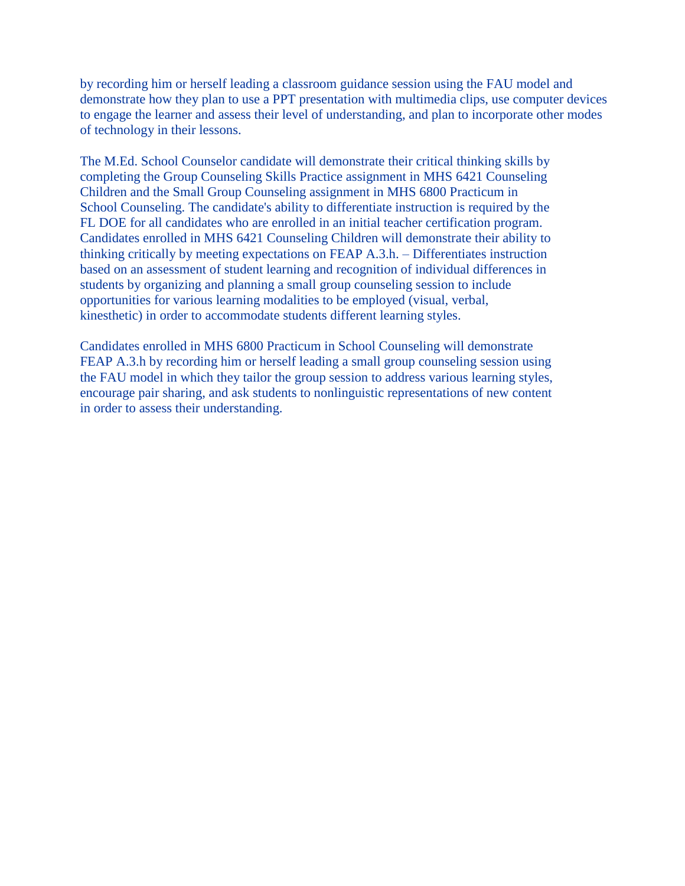by recording him or herself leading a classroom guidance session using the FAU model and demonstrate how they plan to use a PPT presentation with multimedia clips, use computer devices to engage the learner and assess their level of understanding, and plan to incorporate other modes of technology in their lessons.

The M.Ed. School Counselor candidate will demonstrate their critical thinking skills by completing the Group Counseling Skills Practice assignment in MHS 6421 Counseling Children and the Small Group Counseling assignment in MHS 6800 Practicum in School Counseling. The candidate's ability to differentiate instruction is required by the FL DOE for all candidates who are enrolled in an initial teacher certification program. Candidates enrolled in MHS 6421 Counseling Children will demonstrate their ability to thinking critically by meeting expectations on FEAP A.3.h. – Differentiates instruction based on an assessment of student learning and recognition of individual differences in students by organizing and planning a small group counseling session to include opportunities for various learning modalities to be employed (visual, verbal, kinesthetic) in order to accommodate students different learning styles.

Candidates enrolled in MHS 6800 Practicum in School Counseling will demonstrate FEAP A.3.h by recording him or herself leading a small group counseling session using the FAU model in which they tailor the group session to address various learning styles, encourage pair sharing, and ask students to nonlinguistic representations of new content in order to assess their understanding.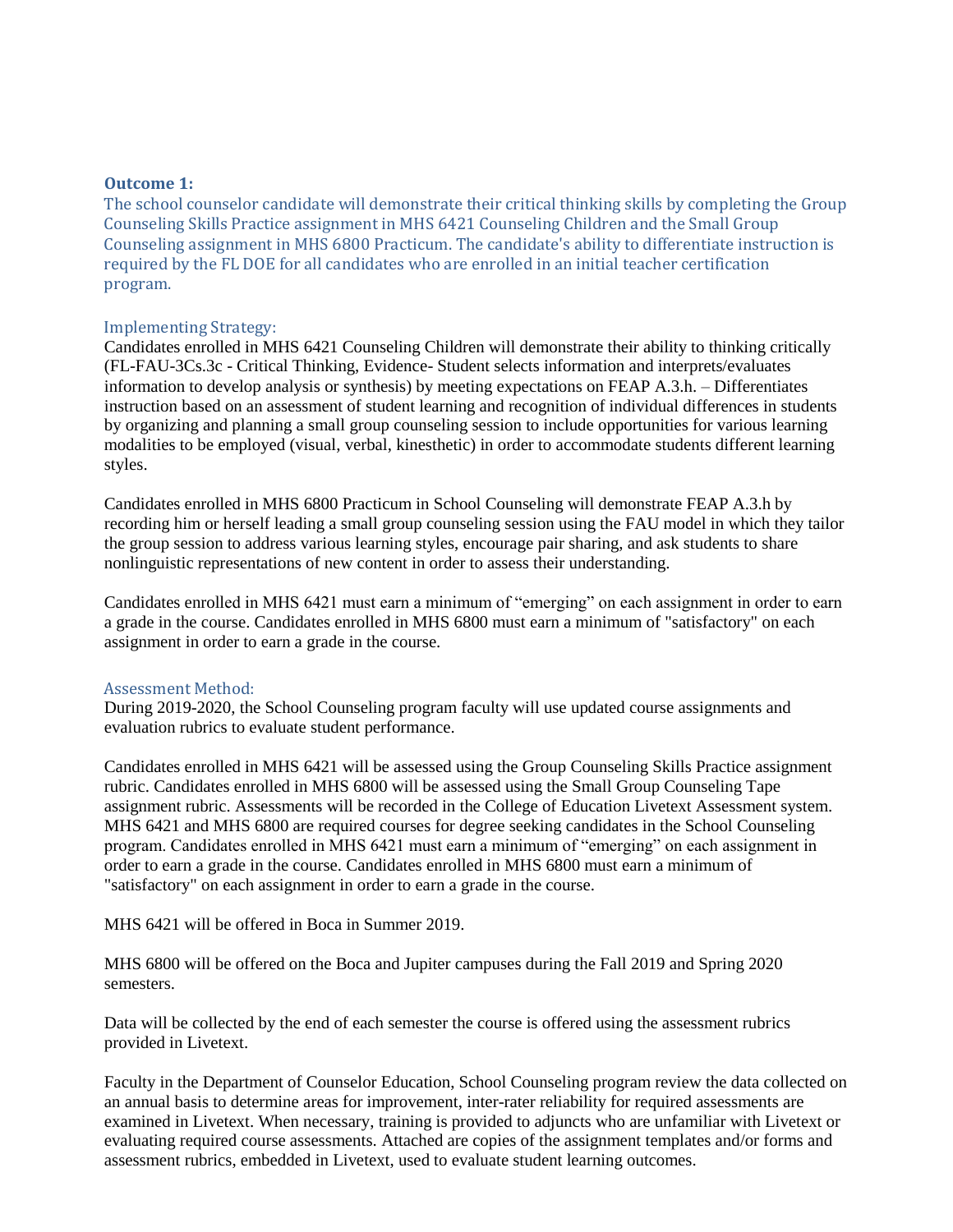### Outcome 1:

The school counselor candidate will demonstrate their critical thinking skills by completing the Group Counseling Skills Practice assignment in MHS 6421 Counseling Children and the Small Group Counseling assignment in MHS 6800 Practicum. The candidate's ability to differentiate instruction is required by the FL DOE for all candidates who are enrolled in an initial teacher certification program.

#### Implementing Strategy:

Candidates enrolled in MHS 6421 Counseling Children will demonstrate their ability to thinking critically (FL-FAU-3Cs.3c - Critical Thinking, Evidence- Student selects information and interprets/evaluates information to develop analysis or synthesis) by meeting expectations on FEAP A.3.h. – Differentiates instruction based on an assessment of student learning and recognition of individual differences in students by organizing and planning a small group counseling session to include opportunities for various learning modalities to be employed (visual, verbal, kinesthetic) in order to accommodate students different learning styles.

Candidates enrolled in MHS 6800 Practicum in School Counseling will demonstrate FEAP A.3.h by recording him or herself leading a small group counseling session using the FAU model in which they tailor the group session to address various learning styles, encourage pair sharing, and ask students to share nonlinguistic representations of new content in order to assess their understanding.

Candidates enrolled in MHS 6421 must earn a minimum of "emerging" on each assignment in order to earn a grade in the course. Candidates enrolled in MHS 6800 must earn a minimum of "satisfactory" on each assignment in order to earn a grade in the course.

#### Assessment Method:

During 2019-2020, the School Counseling program faculty will use updated course assignments and evaluation rubrics to evaluate student performance.

Candidates enrolled in MHS 6421 will be assessed using the Group Counseling Skills Practice assignment rubric. Candidates enrolled in MHS 6800 will be assessed using the Small Group Counseling Tape assignment rubric. Assessments will be recorded in the College of Education Livetext Assessment system. MHS 6421 and MHS 6800 are required courses for degree seeking candidates in the School Counseling program. Candidates enrolled in MHS 6421 must earn a minimum of "emerging" on each assignment in order to earn a grade in the course. Candidates enrolled in MHS 6800 must earn a minimum of "satisfactory" on each assignment in order to earn a grade in the course.

MHS 6421 will be offered in Boca in Summer 2019.

MHS 6800 will be offered on the Boca and Jupiter campuses during the Fall 2019 and Spring 2020 semesters.

Data will be collected by the end of each semester the course is offered using the assessment rubrics provided in Livetext.

Faculty in the Department of Counselor Education, School Counseling program review the data collected on an annual basis to determine areas for improvement, inter-rater reliability for required assessments are examined in Livetext. When necessary, training is provided to adjuncts who are unfamiliar with Livetext or evaluating required course assessments. Attached are copies of the assignment templates and/or forms and assessment rubrics, embedded in Livetext, used to evaluate student learning outcomes.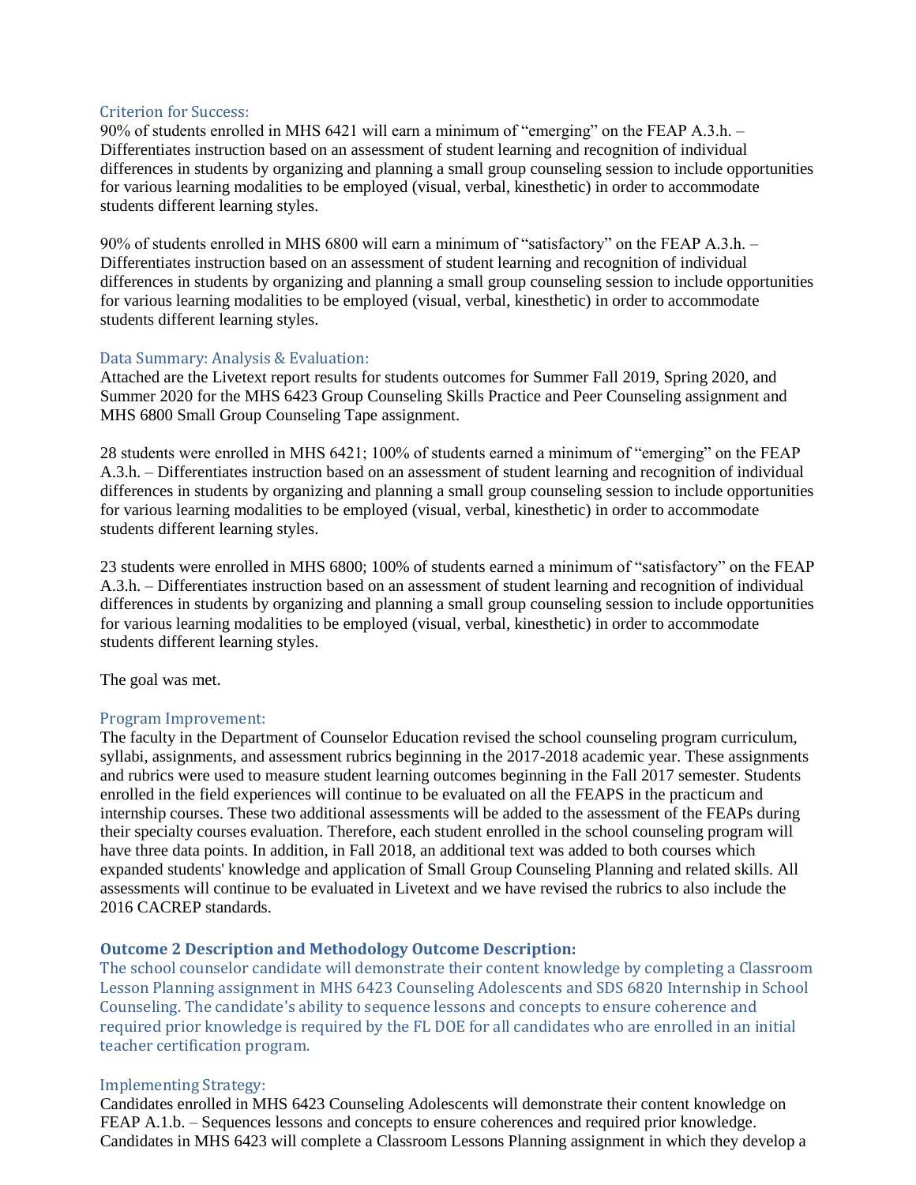### Criterion for Success:

90% of students enrolled in MHS 6421 will earn a minimum of "emerging" on the FEAP A.3.h. – Differentiates instruction based on an assessment of student learning and recognition of individual differences in students by organizing and planning a small group counseling session to include opportunities for various learning modalities to be employed (visual, verbal, kinesthetic) in order to accommodate students different learning styles.

90% of students enrolled in MHS 6800 will earn a minimum of "satisfactory" on the FEAP A.3.h. – Differentiates instruction based on an assessment of student learning and recognition of individual differences in students by organizing and planning a small group counseling session to include opportunities for various learning modalities to be employed (visual, verbal, kinesthetic) in order to accommodate students different learning styles.

### Data Summary: Analysis & Evaluation:

Attached are the Livetext report results for students outcomes for Summer Fall 2019, Spring 2020, and Summer 2020 for the MHS 6423 Group Counseling Skills Practice and Peer Counseling assignment and MHS 6800 Small Group Counseling Tape assignment.

28 students were enrolled in MHS 6421; 100% of students earned a minimum of "emerging" on the FEAP A.3.h. – Differentiates instruction based on an assessment of student learning and recognition of individual differences in students by organizing and planning a small group counseling session to include opportunities for various learning modalities to be employed (visual, verbal, kinesthetic) in order to accommodate students different learning styles.

23 students were enrolled in MHS 6800; 100% of students earned a minimum of "satisfactory" on the FEAP A.3.h. – Differentiates instruction based on an assessment of student learning and recognition of individual differences in students by organizing and planning a small group counseling session to include opportunities for various learning modalities to be employed (visual, verbal, kinesthetic) in order to accommodate students different learning styles.

The goal was met.

### Program Improvement:

The faculty in the Department of Counselor Education revised the school counseling program curriculum, syllabi, assignments, and assessment rubrics beginning in the 2017-2018 academic year. These assignments and rubrics were used to measure student learning outcomes beginning in the Fall 2017 semester. Students enrolled in the field experiences will continue to be evaluated on all the FEAPS in the practicum and internship courses. These two additional assessments will be added to the assessment of the FEAPs during their specialty courses evaluation. Therefore, each student enrolled in the school counseling program will have three data points. In addition, in Fall 2018, an additional text was added to both courses which expanded students' knowledge and application of Small Group Counseling Planning and related skills. All assessments will continue to be evaluated in Livetext and we have revised the rubrics to also include the 2016 CACREP standards.

## Outcome 2 Description and Methodology Outcome Description:

The school counselor candidate will demonstrate their content knowledge by completing a Classroom Lesson Planning assignment in MHS 6423 Counseling Adolescents and SDS 6820 Internship in School Counseling. The candidate's ability to sequence lessons and concepts to ensure coherence and required prior knowledge is required by the FL DOE for all candidates who are enrolled in an initial teacher certification program.

### Implementing Strategy:

Candidates enrolled in MHS 6423 Counseling Adolescents will demonstrate their content knowledge on FEAP A.1.b. – Sequences lessons and concepts to ensure coherences and required prior knowledge. Candidates in MHS 6423 will complete a Classroom Lessons Planning assignment in which they develop a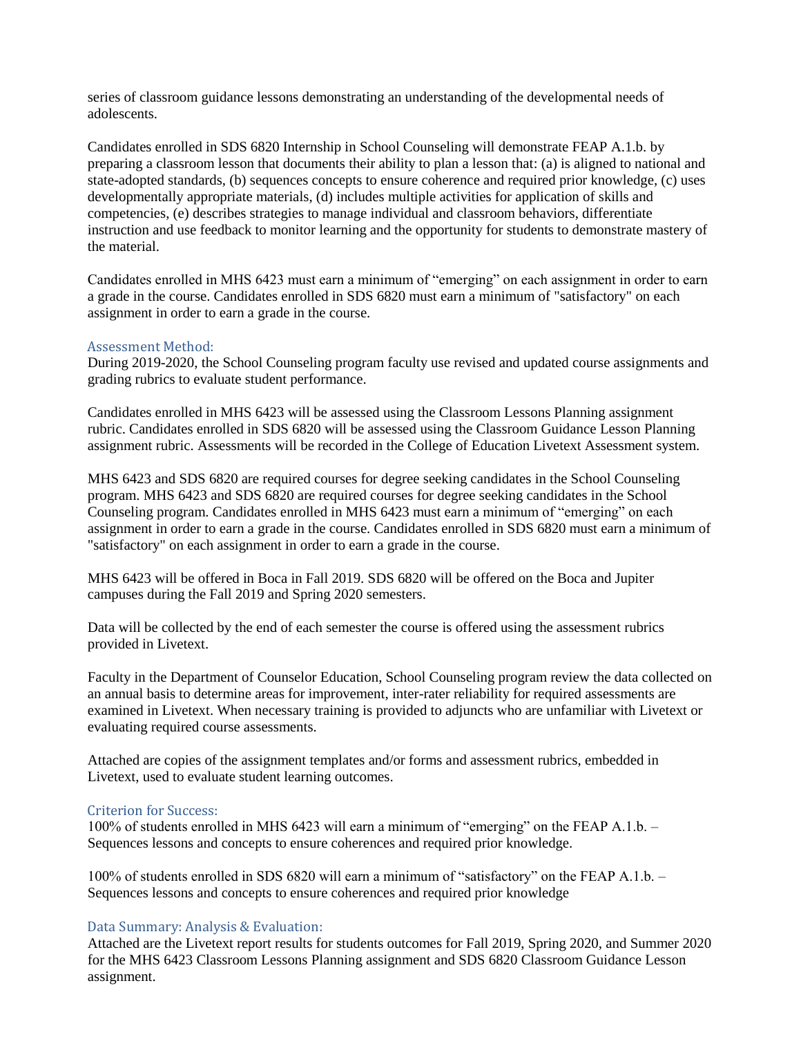series of classroom guidance lessons demonstrating an understanding of the developmental needs of adolescents.

Candidates enrolled in SDS 6820 Internship in School Counseling will demonstrate FEAP A.1.b. by preparing a classroom lesson that documents their ability to plan a lesson that: (a) is aligned to national and state-adopted standards, (b) sequences concepts to ensure coherence and required prior knowledge, (c) uses developmentally appropriate materials, (d) includes multiple activities for application of skills and competencies, (e) describes strategies to manage individual and classroom behaviors, differentiate instruction and use feedback to monitor learning and the opportunity for students to demonstrate mastery of the material.

Candidates enrolled in MHS 6423 must earn a minimum of "emerging" on each assignment in order to earn a grade in the course. Candidates enrolled in SDS 6820 must earn a minimum of "satisfactory" on each assignment in order to earn a grade in the course.

### Assessment Method:

During 2019-2020, the School Counseling program faculty use revised and updated course assignments and grading rubrics to evaluate student performance.

Candidates enrolled in MHS 6423 will be assessed using the Classroom Lessons Planning assignment rubric. Candidates enrolled in SDS 6820 will be assessed using the Classroom Guidance Lesson Planning assignment rubric. Assessments will be recorded in the College of Education Livetext Assessment system.

MHS 6423 and SDS 6820 are required courses for degree seeking candidates in the School Counseling program. MHS 6423 and SDS 6820 are required courses for degree seeking candidates in the School Counseling program. Candidates enrolled in MHS 6423 must earn a minimum of "emerging" on each assignment in order to earn a grade in the course. Candidates enrolled in SDS 6820 must earn a minimum of "satisfactory" on each assignment in order to earn a grade in the course.

MHS 6423 will be offered in Boca in Fall 2019. SDS 6820 will be offered on the Boca and Jupiter campuses during the Fall 2019 and Spring 2020 semesters.

Data will be collected by the end of each semester the course is offered using the assessment rubrics provided in Livetext.

Faculty in the Department of Counselor Education, School Counseling program review the data collected on an annual basis to determine areas for improvement, inter-rater reliability for required assessments are examined in Livetext. When necessary training is provided to adjuncts who are unfamiliar with Livetext or evaluating required course assessments.

Attached are copies of the assignment templates and/or forms and assessment rubrics, embedded in Livetext, used to evaluate student learning outcomes.

### Criterion for Success:

100% of students enrolled in MHS 6423 will earn a minimum of "emerging" on the FEAP A.1.b. – Sequences lessons and concepts to ensure coherences and required prior knowledge.

100% of students enrolled in SDS 6820 will earn a minimum of "satisfactory" on the FEAP A.1.b. – Sequences lessons and concepts to ensure coherences and required prior knowledge

### Data Summary: Analysis & Evaluation:

Attached are the Livetext report results for students outcomes for Fall 2019, Spring 2020, and Summer 2020 for the MHS 6423 Classroom Lessons Planning assignment and SDS 6820 Classroom Guidance Lesson assignment.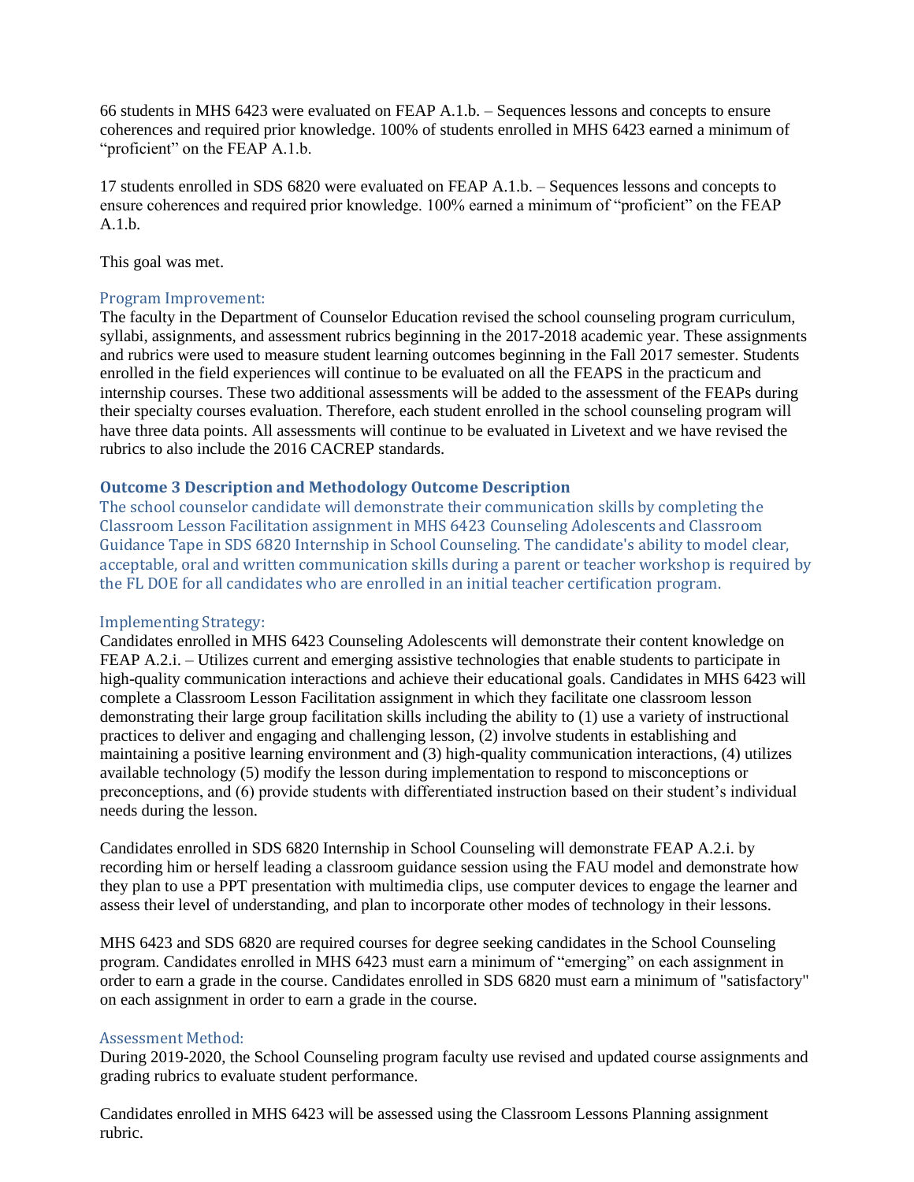66 students in MHS 6423 were evaluated on FEAP A.1.b. – Sequences lessons and concepts to ensure coherences and required prior knowledge. 100% of students enrolled in MHS 6423 earned a minimum of "proficient" on the FEAP A.1.b.

17 students enrolled in SDS 6820 were evaluated on FEAP A.1.b. – Sequences lessons and concepts to ensure coherences and required prior knowledge. 100% earned a minimum of "proficient" on the FEAP A.1.b.

This goal was met.

### Program Improvement:

The faculty in the Department of Counselor Education revised the school counseling program curriculum, syllabi, assignments, and assessment rubrics beginning in the 2017-2018 academic year. These assignments and rubrics were used to measure student learning outcomes beginning in the Fall 2017 semester. Students enrolled in the field experiences will continue to be evaluated on all the FEAPS in the practicum and internship courses. These two additional assessments will be added to the assessment of the FEAPs during their specialty courses evaluation. Therefore, each student enrolled in the school counseling program will have three data points. All assessments will continue to be evaluated in Livetext and we have revised the rubrics to also include the 2016 CACREP standards.

## Outcome 3 Description and Methodology Outcome Description

The school counselor candidate will demonstrate their communication skills by completing the Classroom Lesson Facilitation assignment in MHS 6423 Counseling Adolescents and Classroom Guidance Tape in SDS 6820 Internship in School Counseling. The candidate's ability to model clear, acceptable, oral and written communication skills during a parent or teacher workshop is required by the FL DOE for all candidates who are enrolled in an initial teacher certification program.

### Implementing Strategy:

Candidates enrolled in MHS 6423 Counseling Adolescents will demonstrate their content knowledge on FEAP A.2.i. – Utilizes current and emerging assistive technologies that enable students to participate in high-quality communication interactions and achieve their educational goals. Candidates in MHS 6423 will complete a Classroom Lesson Facilitation assignment in which they facilitate one classroom lesson demonstrating their large group facilitation skills including the ability to (1) use a variety of instructional practices to deliver and engaging and challenging lesson, (2) involve students in establishing and maintaining a positive learning environment and (3) high-quality communication interactions, (4) utilizes available technology (5) modify the lesson during implementation to respond to misconceptions or preconceptions, and (6) provide students with differentiated instruction based on their student's individual needs during the lesson.

Candidates enrolled in SDS 6820 Internship in School Counseling will demonstrate FEAP A.2.i. by recording him or herself leading a classroom guidance session using the FAU model and demonstrate how they plan to use a PPT presentation with multimedia clips, use computer devices to engage the learner and assess their level of understanding, and plan to incorporate other modes of technology in their lessons.

MHS 6423 and SDS 6820 are required courses for degree seeking candidates in the School Counseling program. Candidates enrolled in MHS 6423 must earn a minimum of "emerging" on each assignment in order to earn a grade in the course. Candidates enrolled in SDS 6820 must earn a minimum of "satisfactory" on each assignment in order to earn a grade in the course.

### Assessment Method:

During 2019-2020, the School Counseling program faculty use revised and updated course assignments and grading rubrics to evaluate student performance.

Candidates enrolled in MHS 6423 will be assessed using the Classroom Lessons Planning assignment rubric.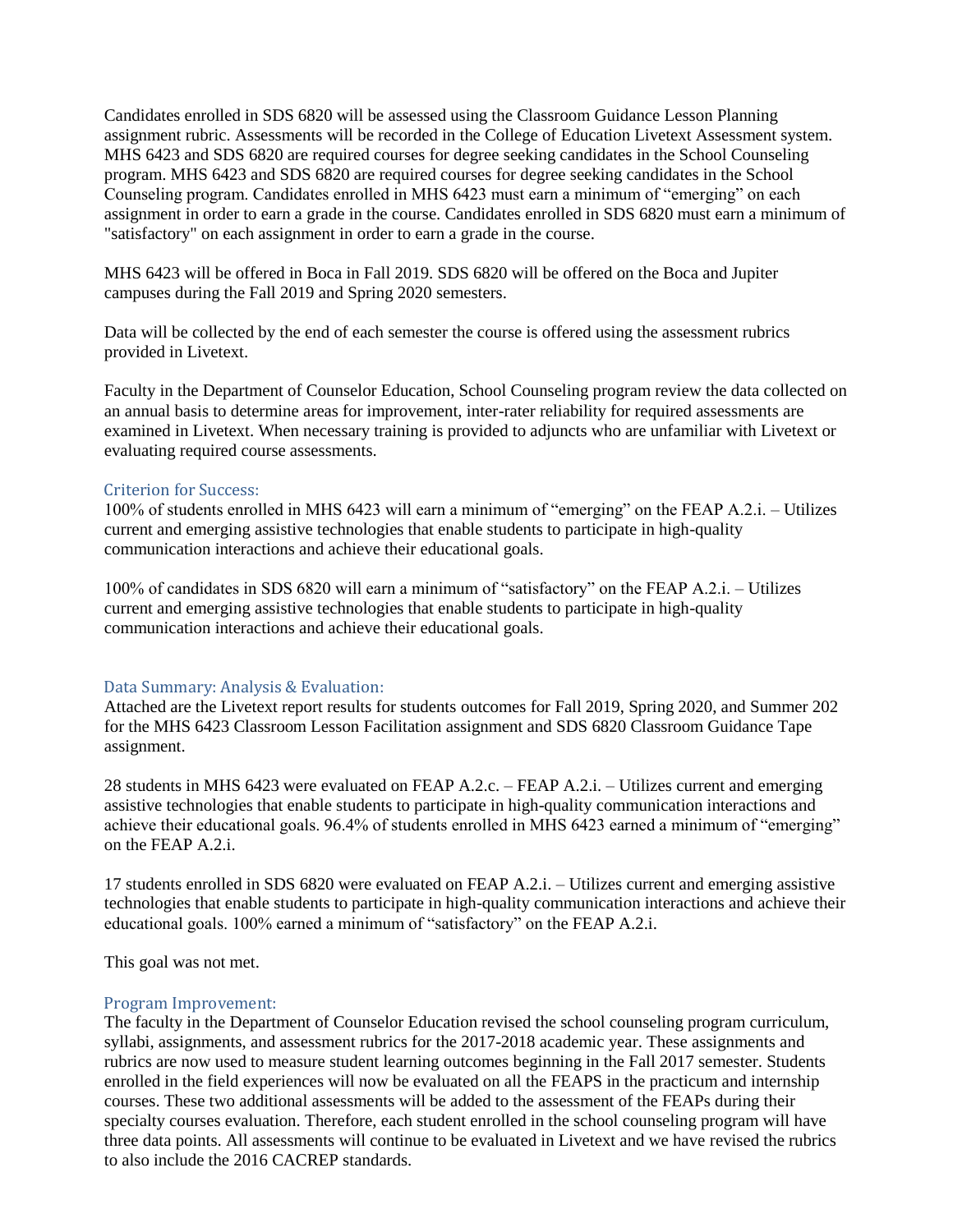Candidates enrolled in SDS 6820 will be assessed using the Classroom Guidance Lesson Planning assignment rubric. Assessments will be recorded in the College of Education Livetext Assessment system. MHS 6423 and SDS 6820 are required courses for degree seeking candidates in the School Counseling program. MHS 6423 and SDS 6820 are required courses for degree seeking candidates in the School Counseling program. Candidates enrolled in MHS 6423 must earn a minimum of "emerging" on each assignment in order to earn a grade in the course. Candidates enrolled in SDS 6820 must earn a minimum of "satisfactory" on each assignment in order to earn a grade in the course.

MHS 6423 will be offered in Boca in Fall 2019. SDS 6820 will be offered on the Boca and Jupiter campuses during the Fall 2019 and Spring 2020 semesters.

Data will be collected by the end of each semester the course is offered using the assessment rubrics provided in Livetext.

Faculty in the Department of Counselor Education, School Counseling program review the data collected on an annual basis to determine areas for improvement, inter-rater reliability for required assessments are examined in Livetext. When necessary training is provided to adjuncts who are unfamiliar with Livetext or evaluating required course assessments.

### Criterion for Success:

100% of students enrolled in MHS 6423 will earn a minimum of "emerging" on the FEAP A.2.i. – Utilizes current and emerging assistive technologies that enable students to participate in high-quality communication interactions and achieve their educational goals.

100% of candidates in SDS 6820 will earn a minimum of "satisfactory" on the FEAP A.2.i. – Utilizes current and emerging assistive technologies that enable students to participate in high-quality communication interactions and achieve their educational goals.

### Data Summary: Analysis & Evaluation:

Attached are the Livetext report results for students outcomes for Fall 2019, Spring 2020, and Summer 202 for the MHS 6423 Classroom Lesson Facilitation assignment and SDS 6820 Classroom Guidance Tape assignment.

28 students in MHS 6423 were evaluated on FEAP A.2.c. – FEAP A.2.i. – Utilizes current and emerging assistive technologies that enable students to participate in high-quality communication interactions and achieve their educational goals. 96.4% of students enrolled in MHS 6423 earned a minimum of "emerging" on the FEAP A.2.i.

17 students enrolled in SDS 6820 were evaluated on FEAP A.2.i. – Utilizes current and emerging assistive technologies that enable students to participate in high-quality communication interactions and achieve their educational goals. 100% earned a minimum of "satisfactory" on the FEAP A.2.i.

This goal was not met.

### Program Improvement:

The faculty in the Department of Counselor Education revised the school counseling program curriculum, syllabi, assignments, and assessment rubrics for the 2017-2018 academic year. These assignments and rubrics are now used to measure student learning outcomes beginning in the Fall 2017 semester. Students enrolled in the field experiences will now be evaluated on all the FEAPS in the practicum and internship courses. These two additional assessments will be added to the assessment of the FEAPs during their specialty courses evaluation. Therefore, each student enrolled in the school counseling program will have three data points. All assessments will continue to be evaluated in Livetext and we have revised the rubrics to also include the 2016 CACREP standards.